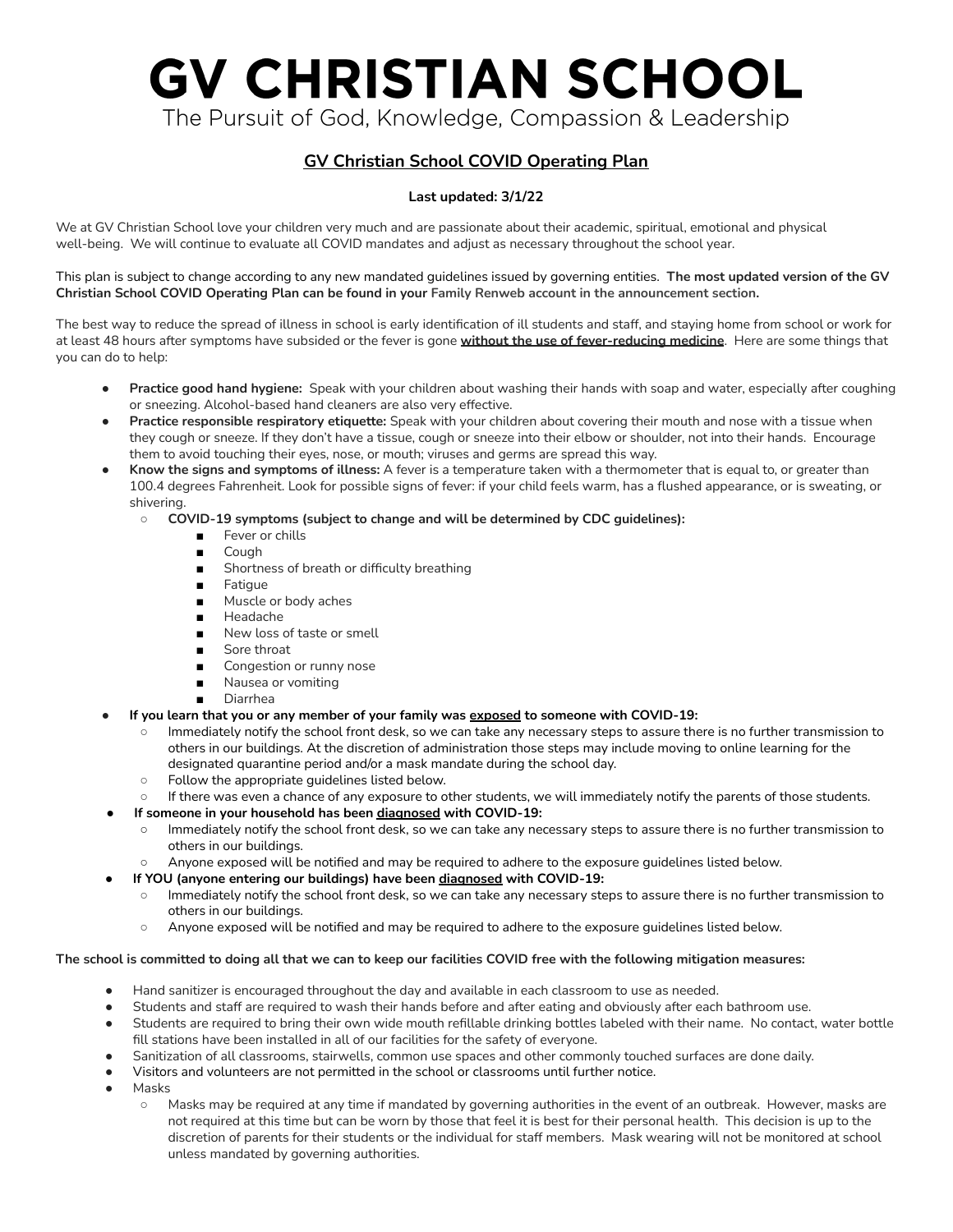# GV CHRISTIAN SCHOOL

The Pursuit of God, Knowledge, Compassion & Leadership

## GV Christian School COVID Operating Plan

**Last updated: 3/1/22**

We at GV Christian School love your children very much and are passionate about their academic, spiritual, emotional and physical well-being. We will continue to evaluate all COVID mandates and adjust as necessary throughout the school year.

This plan is subject to change according to any new mandated guidelines issued by governing entities. **The most updated version of the GV Christian School COVID Operating Plan can be found in your Family Renweb account in the announcement section.**

The best way to reduce the spread of illness in school is early identification of ill students and staff, and staying home from school or work for at least 48 hours after symptoms have subsided or the fever is gone **without the use of fever-reducing medicine**. Here are some things that you can do to help:

- **Practice good hand hygiene:** Speak with your children about washing their hands with soap and water, especially after coughing or sneezing. Alcohol-based hand cleaners are also very effective.
- **Practice responsible respiratory etiquette:** Speak with your children about covering their mouth and nose with a tissue when they cough or sneeze. If they don't have a tissue, cough or sneeze into their elbow or shoulder, not into their hands. Encourage them to avoid touching their eyes, nose, or mouth; viruses and germs are spread this way.
- **Know the signs and symptoms of illness:** A fever is a temperature taken with a thermometer that is equal to, or greater than 100.4 degrees Fahrenheit. Look for possible signs of fever: if your child feels warm, has a flushed appearance, or is sweating, or shivering.
  - **COVID-19 symptoms (subject to change and will be determined by CDC guidelines):**
    - Fever or chills
    - Cough
    - Shortness of breath or difficulty breathing
    - Fatigue
    - Muscle or body aches
    - Headache
    - New loss of taste or smell
    - Sore throat
    - Congestion or runny nose
    - Nausea or vomiting
    - Diarrhea
- **If you learn that you or any member of your family was exposed to someone with COVID-19:**
  - Immediately notify the school front desk, so we can take any necessary steps to assure there is no further transmission to others in our buildings. At the discretion of administration those steps may include moving to online learning for the designated quarantine period and/or a mask mandate during the school day.
  - Follow the appropriate guidelines listed below.
  - If there was even a chance of any exposure to other students, we will immediately notify the parents of those students.
- **If someone in your household has been diagnosed with COVID-19:**
  - Immediately notify the school front desk, so we can take any necessary steps to assure there is no further transmission to others in our buildings.
  - Anyone exposed will be notified and may be required to adhere to the exposure guidelines listed below.
- **If YOU (anyone entering our buildings) have been diagnosed with COVID-19:**
  - Immediately notify the school front desk, so we can take any necessary steps to assure there is no further transmission to others in our buildings.
  - Anyone exposed will be notified and may be required to adhere to the exposure guidelines listed below.

**The school is committed to doing all that we can to keep our facilities COVID free with the following mitigation measures:**

- Hand sanitizer is encouraged throughout the day and available in each classroom to use as needed.
- Students and staff are required to wash their hands before and after eating and obviously after each bathroom use.
- Students are required to bring their own wide mouth refillable drinking bottles labeled with their name. No contact, water bottle fill stations have been installed in all of our facilities for the safety of everyone.
- Sanitization of all classrooms, stairwells, common use spaces and other commonly touched surfaces are done daily.
- Visitors and volunteers are not permitted in the school or classrooms until further notice.
- Masks
  - Masks may be required at any time if mandated by governing authorities in the event of an outbreak. However, masks are not required at this time but can be worn by those that feel it is best for their personal health. This decision is up to the discretion of parents for their students or the individual for staff members. Mask wearing will not be monitored at school unless mandated by governing authorities.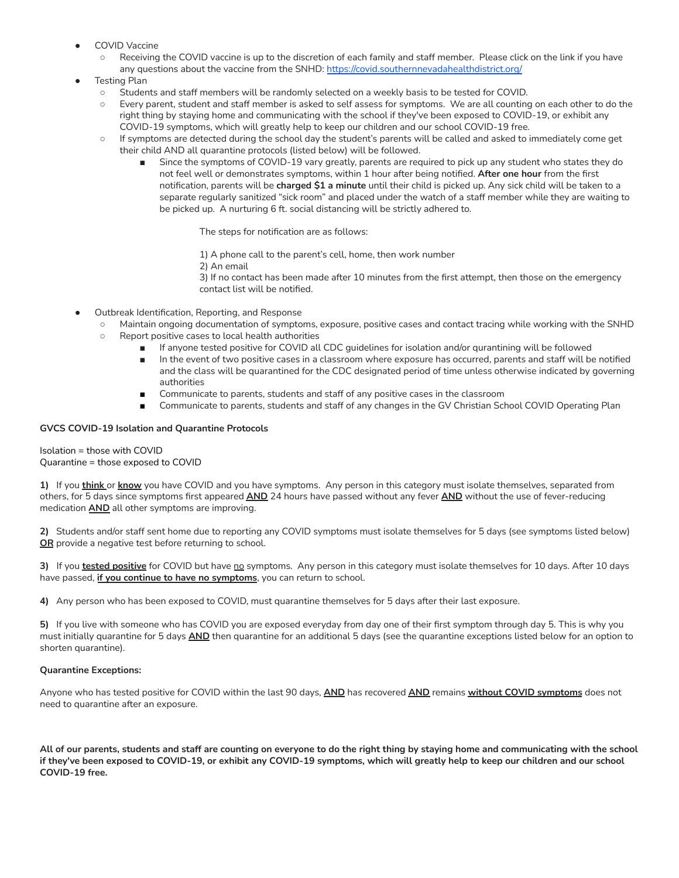- COVID Vaccine
  - Receiving the COVID vaccine is up to the discretion of each family and staff member. Please click on the link if you have any questions about the vaccine from the SNHD: https://covid.southernnevadahealthdistrict.org/
- Testing Plan
  - Students and staff members will be randomly selected on a weekly basis to be tested for COVID.
  - Every parent, student and staff member is asked to self assess for symptoms. We are all counting on each other to do the right thing by staying home and communicating with the school if they've been exposed to COVID-19, or exhibit any COVID-19 symptoms, which will greatly help to keep our children and our school COVID-19 free.
  - If symptoms are detected during the school day the student's parents will be called and asked to immediately come get their child AND all quarantine protocols (listed below) will be followed.
    - Since the symptoms of COVID-19 vary greatly, parents are required to pick up any student who states they do not feel well or demonstrates symptoms, within 1 hour after being notified. **After one hour** from the first notification, parents will be **charged $1 a minute** until their child is picked up. Any sick child will be taken to a separate regularly sanitized "sick room" and placed under the watch of a staff member while they are waiting to be picked up. A nurturing 6 ft. social distancing will be strictly adhered to.

      The steps for notification are as follows:

      1) A phone call to the parent's cell, home, then work number
      2) An email
      3) If no contact has been made after 10 minutes from the first attempt, then those on the emergency contact list will be notified.

- Outbreak Identification, Reporting, and Response
  - Maintain ongoing documentation of symptoms, exposure, positive cases and contact tracing while working with the SNHD
  - Report positive cases to local health authorities
    - If anyone tested positive for COVID all CDC guidelines for isolation and/or qurantining will be followed
    - In the event of two positive cases in a classroom where exposure has occurred, parents and staff will be notified and the class will be quarantined for the CDC designated period of time unless otherwise indicated by governing authorities
    - Communicate to parents, students and staff of any positive cases in the classroom
    - Communicate to parents, students and staff of any changes in the GV Christian School COVID Operating Plan

**GVCS COVID-19 Isolation and Quarantine Protocols**

Isolation = those with COVID
Quarantine = those exposed to COVID

**1)** If you **think** or **know** you have COVID and you have symptoms. Any person in this category must isolate themselves, separated from others, for 5 days since symptoms first appeared **AND** 24 hours have passed without any fever **AND** without the use of fever-reducing medication **AND** all other symptoms are improving.

**2)** Students and/or staff sent home due to reporting any COVID symptoms must isolate themselves for 5 days (see symptoms listed below) **OR** provide a negative test before returning to school.

**3)** If you **tested positive** for COVID but have no symptoms. Any person in this category must isolate themselves for 10 days. After 10 days have passed, **if you continue to have no symptoms**, you can return to school.

**4)** Any person who has been exposed to COVID, must quarantine themselves for 5 days after their last exposure.

**5)** If you live with someone who has COVID you are exposed everyday from day one of their first symptom through day 5. This is why you must initially quarantine for 5 days **AND** then quarantine for an additional 5 days (see the quarantine exceptions listed below for an option to shorten quarantine).

**Quarantine Exceptions:**

Anyone who has tested positive for COVID within the last 90 days, **AND** has recovered **AND** remains **without COVID symptoms** does not need to quarantine after an exposure.

**All of our parents, students and staff are counting on everyone to do the right thing by staying home and communicating with the school if they've been exposed to COVID-19, or exhibit any COVID-19 symptoms, which will greatly help to keep our children and our school COVID-19 free.**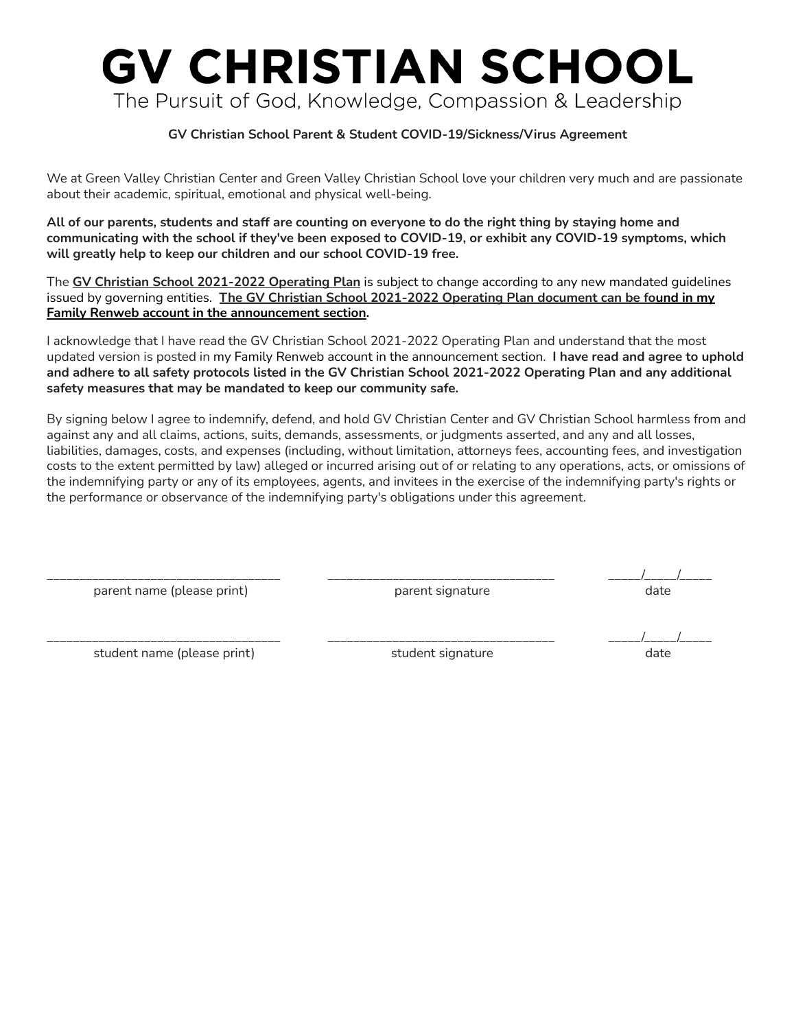# GV CHRISTIAN SCHOOL

The Pursuit of God, Knowledge, Compassion & Leadership

**GV Christian School Parent & Student COVID-19/Sickness/Virus Agreement**

We at Green Valley Christian Center and Green Valley Christian School love your children very much and are passionate about their academic, spiritual, emotional and physical well-being.

**All of our parents, students and staff are counting on everyone to do the right thing by staying home and communicating with the school if they've been exposed to COVID-19, or exhibit any COVID-19 symptoms, which will greatly help to keep our children and our school COVID-19 free.**

The **GV Christian School 2021-2022 Operating Plan** is subject to change according to any new mandated guidelines issued by governing entities. **The GV Christian School 2021-2022 Operating Plan document can be found in my Family Renweb account in the announcement section.**

I acknowledge that I have read the GV Christian School 2021-2022 Operating Plan and understand that the most updated version is posted in my Family Renweb account in the announcement section. **I have read and agree to uphold and adhere to all safety protocols listed in the GV Christian School 2021-2022 Operating Plan and any additional safety measures that may be mandated to keep our community safe.**

By signing below I agree to indemnify, defend, and hold GV Christian Center and GV Christian School harmless from and against any and all claims, actions, suits, demands, assessments, or judgments asserted, and any and all losses, liabilities, damages, costs, and expenses (including, without limitation, attorneys fees, accounting fees, and investigation costs to the extent permitted by law) alleged or incurred arising out of or relating to any operations, acts, or omissions of the indemnifying party or any of its employees, agents, and invitees in the exercise of the indemnifying party's rights or the performance or observance of the indemnifying party's obligations under this agreement.

________________________________ ________________________________ _____/_____/_____
parent name (please print) parent signature date

________________________________ ________________________________ _____/_____/_____
student name (please print) student signature date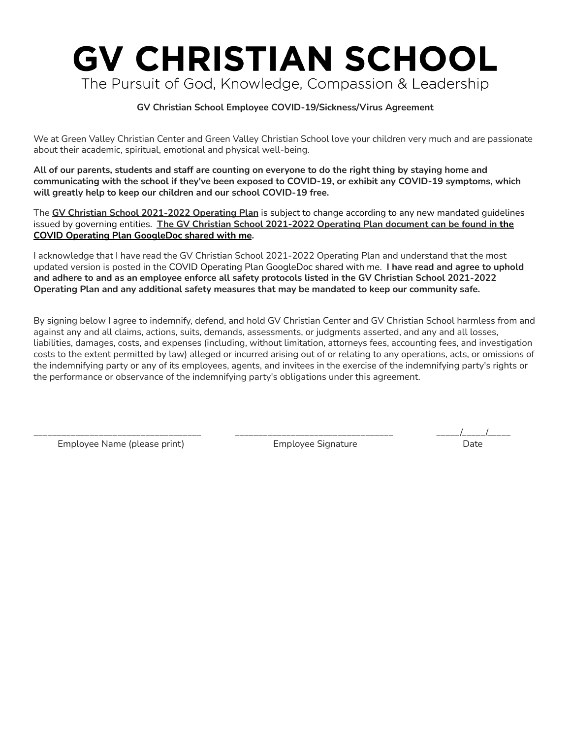# GV CHRISTIAN SCHOOL

The Pursuit of God, Knowledge, Compassion & Leadership

**GV Christian School Employee COVID-19/Sickness/Virus Agreement**

We at Green Valley Christian Center and Green Valley Christian School love your children very much and are passionate about their academic, spiritual, emotional and physical well-being.

**All of our parents, students and staff are counting on everyone to do the right thing by staying home and communicating with the school if they've been exposed to COVID-19, or exhibit any COVID-19 symptoms, which will greatly help to keep our children and our school COVID-19 free.**

The <u>**GV Christian School 2021-2022 Operating Plan**</u> is subject to change according to any new mandated guidelines issued by governing entities. <u>**The GV Christian School 2021-2022 Operating Plan document can be found in the COVID Operating Plan GoogleDoc shared with me**</u>**.**

I acknowledge that I have read the GV Christian School 2021-2022 Operating Plan and understand that the most updated version is posted in the COVID Operating Plan GoogleDoc shared with me. **I have read and agree to uphold and adhere to and as an employee enforce all safety protocols listed in the GV Christian School 2021-2022 Operating Plan and any additional safety measures that may be mandated to keep our community safe.**

By signing below I agree to indemnify, defend, and hold GV Christian Center and GV Christian School harmless from and against any and all claims, actions, suits, demands, assessments, or judgments asserted, and any and all losses, liabilities, damages, costs, and expenses (including, without limitation, attorneys fees, accounting fees, and investigation costs to the extent permitted by law) alleged or incurred arising out of or relating to any operations, acts, or omissions of the indemnifying party or any of its employees, agents, and invitees in the exercise of the indemnifying party's rights or the performance or observance of the indemnifying party's obligations under this agreement.

| | | |
|---|---|---|
| ________________________________ | ________________________________ | _____/_____/_____ |
| Employee Name (please print) | Employee Signature | Date |